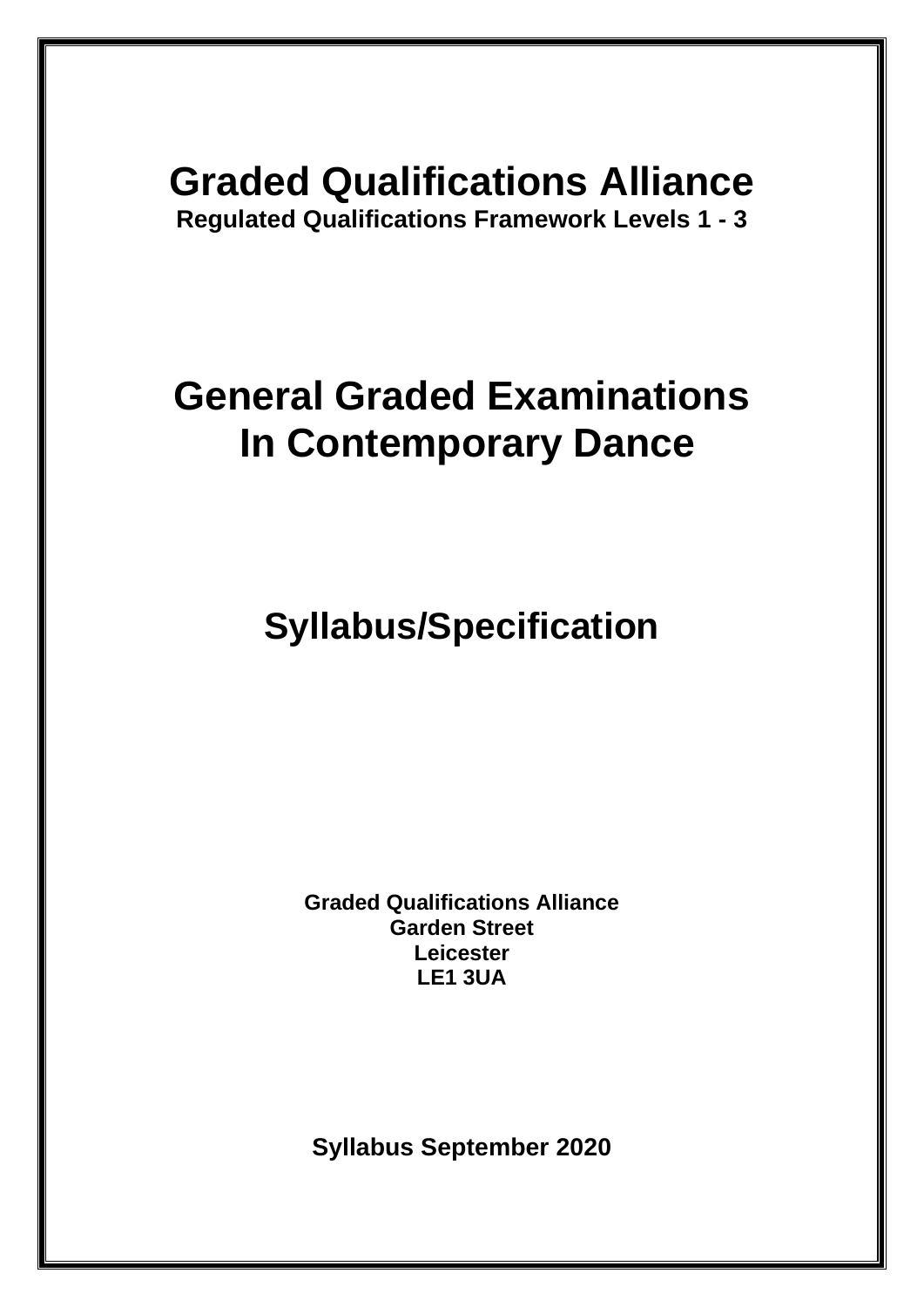# Graded Qualifications Alliance

**Regulated Qualifications Framework Levels 1 - 3**

# General Graded Examinations In Contemporary Dance

## Syllabus/Specification

**Graded Qualifications Alliance**
**Garden Street**
**Leicester**
**LE1 3UA**

**Syllabus September 2020**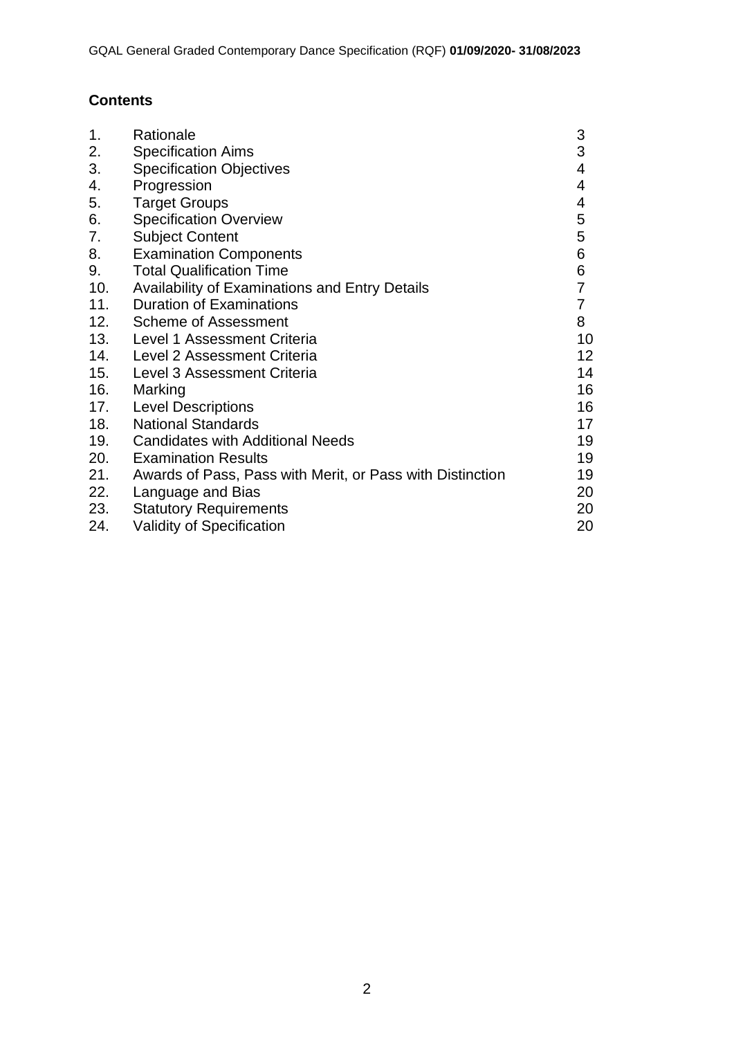## Contents

| | | |
|---|---|---|
| 1. | Rationale | 3 |
| 2. | Specification Aims | 3 |
| 3. | Specification Objectives | 4 |
| 4. | Progression | 4 |
| 5. | Target Groups | 4 |
| 6. | Specification Overview | 5 |
| 7. | Subject Content | 5 |
| 8. | Examination Components | 6 |
| 9. | Total Qualification Time | 6 |
| 10. | Availability of Examinations and Entry Details | 7 |
| 11. | Duration of Examinations | 7 |
| 12. | Scheme of Assessment | 8 |
| 13. | Level 1 Assessment Criteria | 10 |
| 14. | Level 2 Assessment Criteria | 12 |
| 15. | Level 3 Assessment Criteria | 14 |
| 16. | Marking | 16 |
| 17. | Level Descriptions | 16 |
| 18. | National Standards | 17 |
| 19. | Candidates with Additional Needs | 19 |
| 20. | Examination Results | 19 |
| 21. | Awards of Pass, Pass with Merit, or Pass with Distinction | 19 |
| 22. | Language and Bias | 20 |
| 23. | Statutory Requirements | 20 |
| 24. | Validity of Specification | 20 |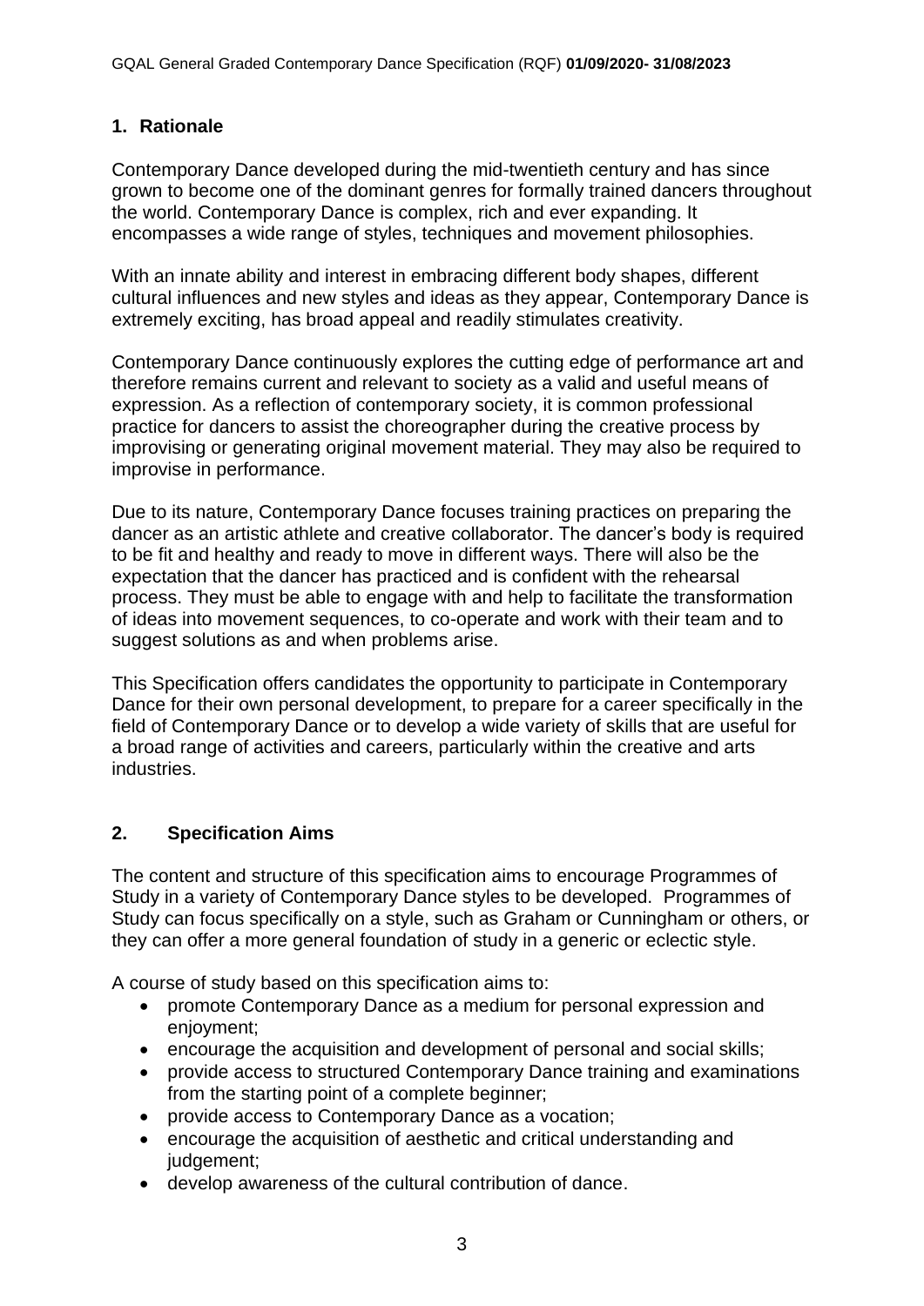## 1. Rationale

Contemporary Dance developed during the mid-twentieth century and has since grown to become one of the dominant genres for formally trained dancers throughout the world. Contemporary Dance is complex, rich and ever expanding. It encompasses a wide range of styles, techniques and movement philosophies.

With an innate ability and interest in embracing different body shapes, different cultural influences and new styles and ideas as they appear, Contemporary Dance is extremely exciting, has broad appeal and readily stimulates creativity.

Contemporary Dance continuously explores the cutting edge of performance art and therefore remains current and relevant to society as a valid and useful means of expression. As a reflection of contemporary society, it is common professional practice for dancers to assist the choreographer during the creative process by improvising or generating original movement material. They may also be required to improvise in performance.

Due to its nature, Contemporary Dance focuses training practices on preparing the dancer as an artistic athlete and creative collaborator. The dancer's body is required to be fit and healthy and ready to move in different ways. There will also be the expectation that the dancer has practiced and is confident with the rehearsal process. They must be able to engage with and help to facilitate the transformation of ideas into movement sequences, to co-operate and work with their team and to suggest solutions as and when problems arise.

This Specification offers candidates the opportunity to participate in Contemporary Dance for their own personal development, to prepare for a career specifically in the field of Contemporary Dance or to develop a wide variety of skills that are useful for a broad range of activities and careers, particularly within the creative and arts industries.

## 2. Specification Aims

The content and structure of this specification aims to encourage Programmes of Study in a variety of Contemporary Dance styles to be developed. Programmes of Study can focus specifically on a style, such as Graham or Cunningham or others, or they can offer a more general foundation of study in a generic or eclectic style.

A course of study based on this specification aims to:

- promote Contemporary Dance as a medium for personal expression and enjoyment;
- encourage the acquisition and development of personal and social skills;
- provide access to structured Contemporary Dance training and examinations from the starting point of a complete beginner;
- provide access to Contemporary Dance as a vocation;
- encourage the acquisition of aesthetic and critical understanding and judgement;
- develop awareness of the cultural contribution of dance.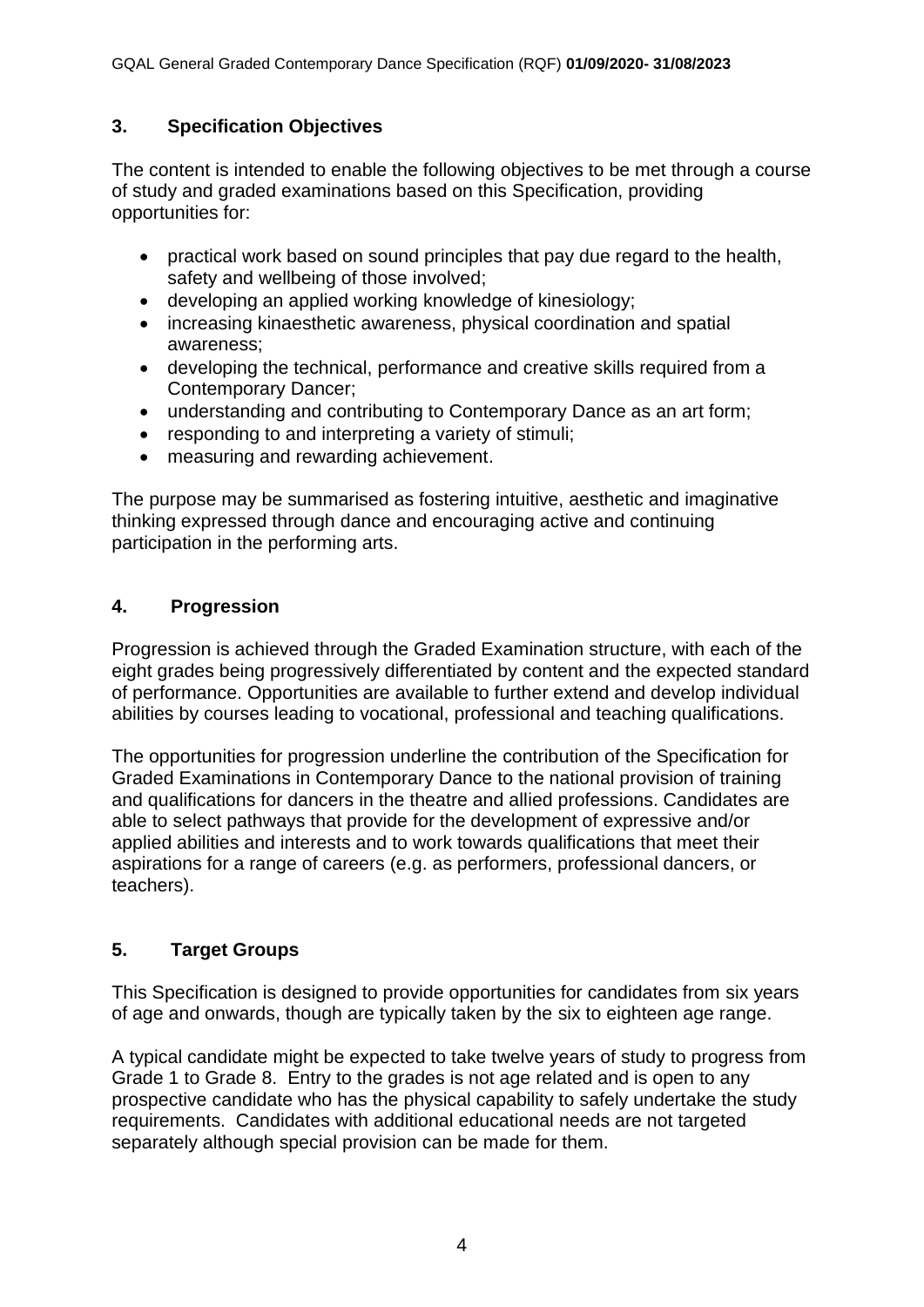## 3. Specification Objectives

The content is intended to enable the following objectives to be met through a course of study and graded examinations based on this Specification, providing opportunities for:

- practical work based on sound principles that pay due regard to the health, safety and wellbeing of those involved;
- developing an applied working knowledge of kinesiology;
- increasing kinaesthetic awareness, physical coordination and spatial awareness;
- developing the technical, performance and creative skills required from a Contemporary Dancer;
- understanding and contributing to Contemporary Dance as an art form;
- responding to and interpreting a variety of stimuli;
- measuring and rewarding achievement.

The purpose may be summarised as fostering intuitive, aesthetic and imaginative thinking expressed through dance and encouraging active and continuing participation in the performing arts.

## 4. Progression

Progression is achieved through the Graded Examination structure, with each of the eight grades being progressively differentiated by content and the expected standard of performance. Opportunities are available to further extend and develop individual abilities by courses leading to vocational, professional and teaching qualifications.

The opportunities for progression underline the contribution of the Specification for Graded Examinations in Contemporary Dance to the national provision of training and qualifications for dancers in the theatre and allied professions. Candidates are able to select pathways that provide for the development of expressive and/or applied abilities and interests and to work towards qualifications that meet their aspirations for a range of careers (e.g. as performers, professional dancers, or teachers).

## 5. Target Groups

This Specification is designed to provide opportunities for candidates from six years of age and onwards, though are typically taken by the six to eighteen age range.

A typical candidate might be expected to take twelve years of study to progress from Grade 1 to Grade 8. Entry to the grades is not age related and is open to any prospective candidate who has the physical capability to safely undertake the study requirements. Candidates with additional educational needs are not targeted separately although special provision can be made for them.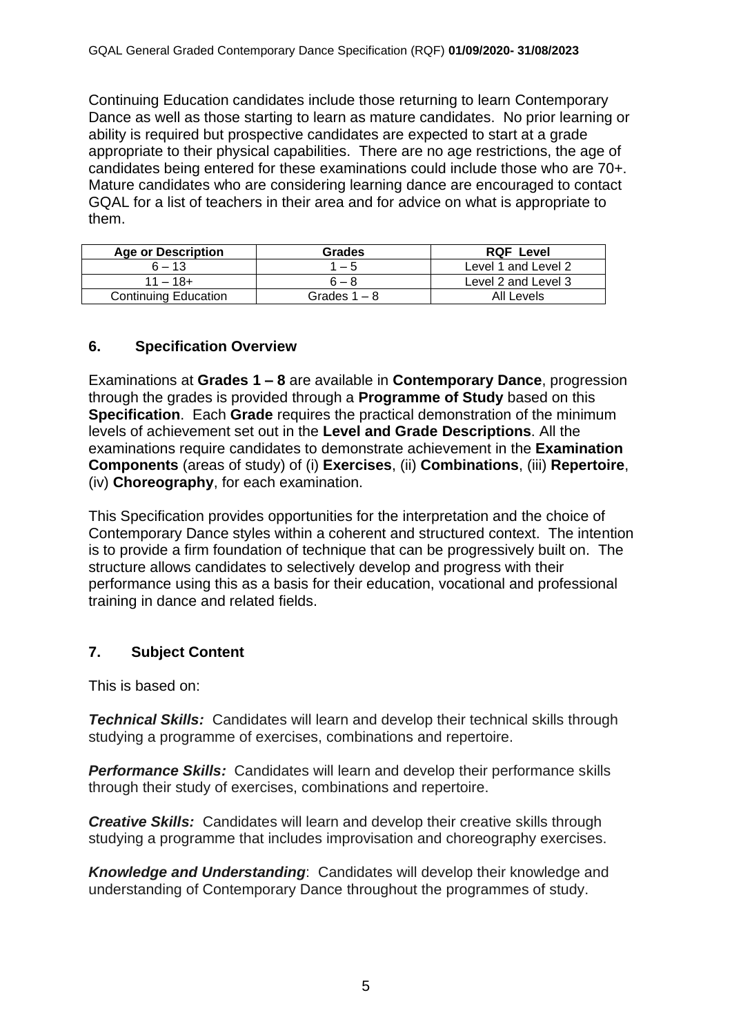Continuing Education candidates include those returning to learn Contemporary Dance as well as those starting to learn as mature candidates. No prior learning or ability is required but prospective candidates are expected to start at a grade appropriate to their physical capabilities. There are no age restrictions, the age of candidates being entered for these examinations could include those who are 70+. Mature candidates who are considering learning dance are encouraged to contact GQAL for a list of teachers in their area and for advice on what is appropriate to them.

| Age or Description | Grades | RQF Level |
|---|---|---|
| 6 – 13 | 1 – 5 | Level 1 and Level 2 |
| 11 – 18+ | 6 – 8 | Level 2 and Level 3 |
| Continuing Education | Grades 1 – 8 | All Levels |

## 6. Specification Overview

Examinations at **Grades 1 – 8** are available in **Contemporary Dance**, progression through the grades is provided through a **Programme of Study** based on this **Specification**. Each **Grade** requires the practical demonstration of the minimum levels of achievement set out in the **Level and Grade Descriptions**. All the examinations require candidates to demonstrate achievement in the **Examination Components** (areas of study) of (i) **Exercises**, (ii) **Combinations**, (iii) **Repertoire**, (iv) **Choreography**, for each examination.

This Specification provides opportunities for the interpretation and the choice of Contemporary Dance styles within a coherent and structured context. The intention is to provide a firm foundation of technique that can be progressively built on. The structure allows candidates to selectively develop and progress with their performance using this as a basis for their education, vocational and professional training in dance and related fields.

## 7. Subject Content

This is based on:

***Technical Skills:*** Candidates will learn and develop their technical skills through studying a programme of exercises, combinations and repertoire.

***Performance Skills:*** Candidates will learn and develop their performance skills through their study of exercises, combinations and repertoire.

***Creative Skills:*** Candidates will learn and develop their creative skills through studying a programme that includes improvisation and choreography exercises.

***Knowledge and Understanding***: Candidates will develop their knowledge and understanding of Contemporary Dance throughout the programmes of study.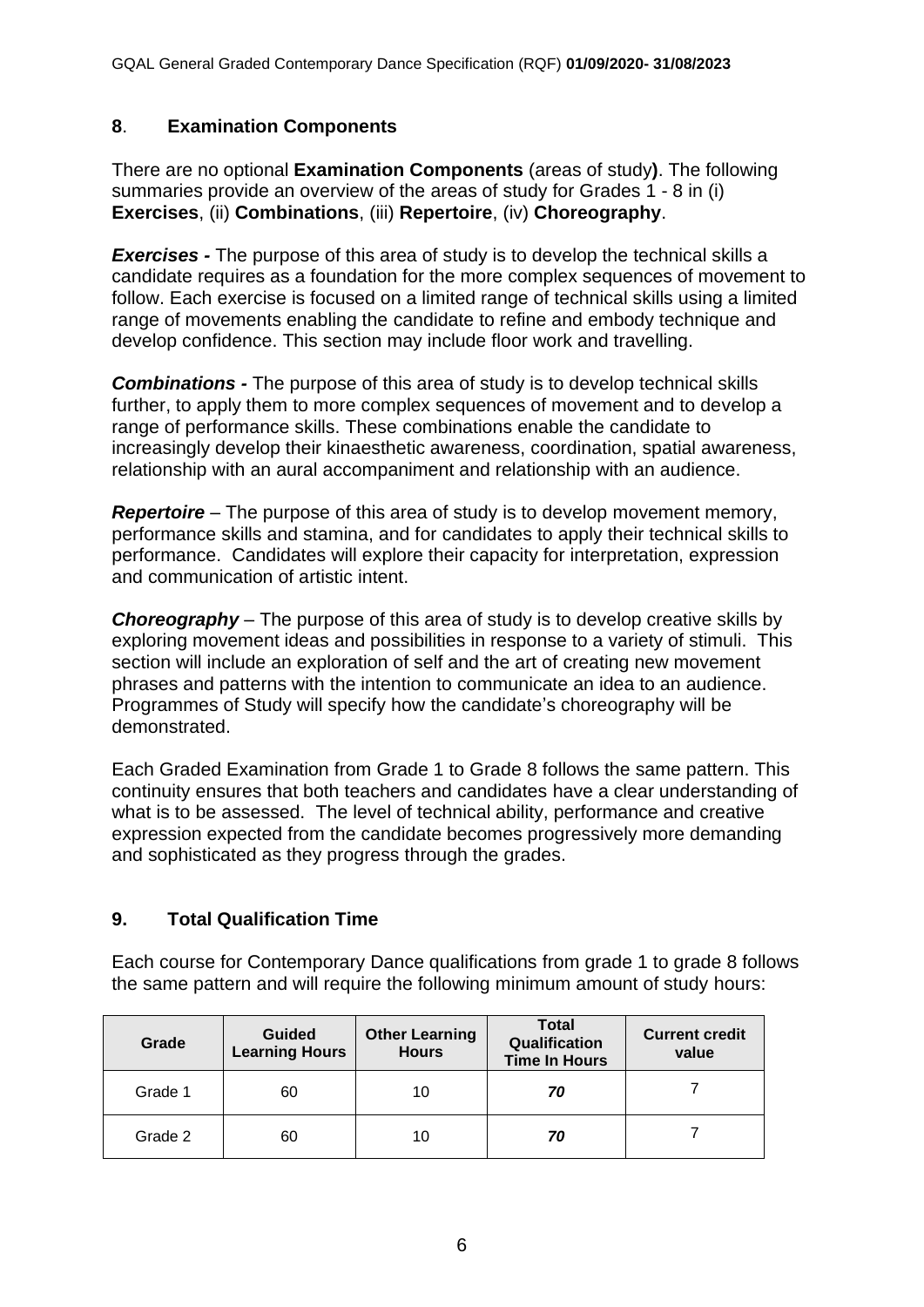## **8**. **Examination Components**

There are no optional **Examination Components** (areas of study**)**. The following summaries provide an overview of the areas of study for Grades 1 - 8 in (i) **Exercises**, (ii) **Combinations**, (iii) **Repertoire**, (iv) **Choreography**.

***Exercises -*** The purpose of this area of study is to develop the technical skills a candidate requires as a foundation for the more complex sequences of movement to follow. Each exercise is focused on a limited range of technical skills using a limited range of movements enabling the candidate to refine and embody technique and develop confidence. This section may include floor work and travelling.

***Combinations -*** The purpose of this area of study is to develop technical skills further, to apply them to more complex sequences of movement and to develop a range of performance skills. These combinations enable the candidate to increasingly develop their kinaesthetic awareness, coordination, spatial awareness, relationship with an aural accompaniment and relationship with an audience.

***Repertoire*** – The purpose of this area of study is to develop movement memory, performance skills and stamina, and for candidates to apply their technical skills to performance. Candidates will explore their capacity for interpretation, expression and communication of artistic intent.

***Choreography*** – The purpose of this area of study is to develop creative skills by exploring movement ideas and possibilities in response to a variety of stimuli. This section will include an exploration of self and the art of creating new movement phrases and patterns with the intention to communicate an idea to an audience. Programmes of Study will specify how the candidate's choreography will be demonstrated.

Each Graded Examination from Grade 1 to Grade 8 follows the same pattern. This continuity ensures that both teachers and candidates have a clear understanding of what is to be assessed. The level of technical ability, performance and creative expression expected from the candidate becomes progressively more demanding and sophisticated as they progress through the grades.

## **9. Total Qualification Time**

Each course for Contemporary Dance qualifications from grade 1 to grade 8 follows the same pattern and will require the following minimum amount of study hours:

| Grade | Guided Learning Hours | Other Learning Hours | Total Qualification Time In Hours | Current credit value |
|---|---|---|---|---|
| Grade 1 | 60 | 10 | ***70*** | 7 |
| Grade 2 | 60 | 10 | ***70*** | 7 |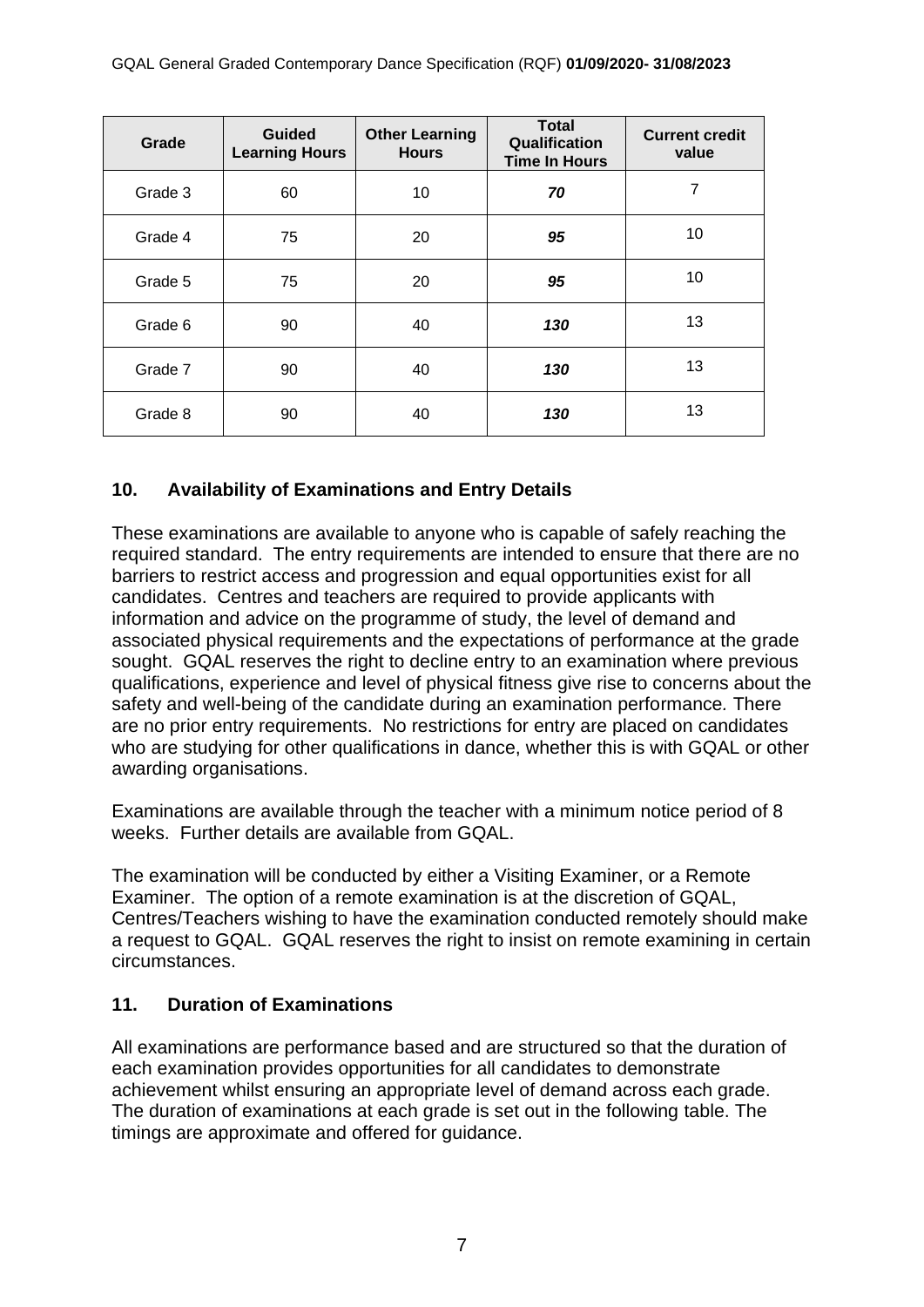| Grade | Guided Learning Hours | Other Learning Hours | Total Qualification Time In Hours | Current credit value |
|---|---|---|---|---|
| Grade 3 | 60 | 10 | ***70*** | 7 |
| Grade 4 | 75 | 20 | ***95*** | 10 |
| Grade 5 | 75 | 20 | ***95*** | 10 |
| Grade 6 | 90 | 40 | ***130*** | 13 |
| Grade 7 | 90 | 40 | ***130*** | 13 |
| Grade 8 | 90 | 40 | ***130*** | 13 |

## 10. Availability of Examinations and Entry Details

These examinations are available to anyone who is capable of safely reaching the required standard. The entry requirements are intended to ensure that there are no barriers to restrict access and progression and equal opportunities exist for all candidates. Centres and teachers are required to provide applicants with information and advice on the programme of study, the level of demand and associated physical requirements and the expectations of performance at the grade sought. GQAL reserves the right to decline entry to an examination where previous qualifications, experience and level of physical fitness give rise to concerns about the safety and well-being of the candidate during an examination performance. There are no prior entry requirements. No restrictions for entry are placed on candidates who are studying for other qualifications in dance, whether this is with GQAL or other awarding organisations.

Examinations are available through the teacher with a minimum notice period of 8 weeks. Further details are available from GQAL.

The examination will be conducted by either a Visiting Examiner, or a Remote Examiner. The option of a remote examination is at the discretion of GQAL, Centres/Teachers wishing to have the examination conducted remotely should make a request to GQAL. GQAL reserves the right to insist on remote examining in certain circumstances.

## 11. Duration of Examinations

All examinations are performance based and are structured so that the duration of each examination provides opportunities for all candidates to demonstrate achievement whilst ensuring an appropriate level of demand across each grade. The duration of examinations at each grade is set out in the following table. The timings are approximate and offered for guidance.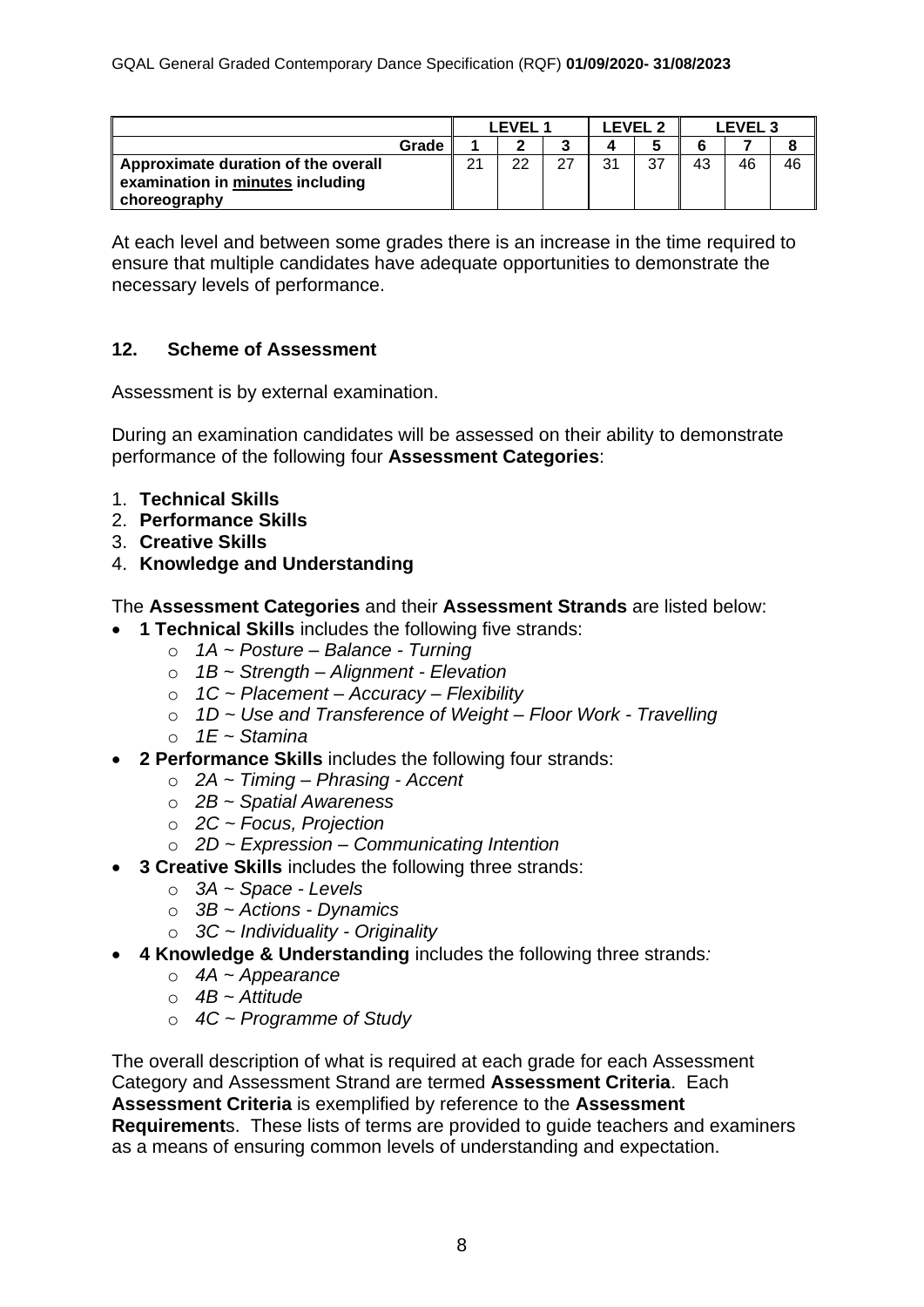| | LEVEL 1 | | | LEVEL 2 | | LEVEL 3 | | |
|---|---|---|---|---|---|---|---|---|
| **Grade** | **1** | **2** | **3** | **4** | **5** | **6** | **7** | **8** |
| **Approximate duration of the overall examination in minutes including choreography** | 21 | 22 | 27 | 31 | 37 | 43 | 46 | 46 |

At each level and between some grades there is an increase in the time required to ensure that multiple candidates have adequate opportunities to demonstrate the necessary levels of performance.

## 12. Scheme of Assessment

Assessment is by external examination.

During an examination candidates will be assessed on their ability to demonstrate performance of the following four **Assessment Categories**:

1. **Technical Skills**
2. **Performance Skills**
3. **Creative Skills**
4. **Knowledge and Understanding**

The **Assessment Categories** and their **Assessment Strands** are listed below:

- **1 Technical Skills** includes the following five strands:
  - *1A ~ Posture – Balance - Turning*
  - *1B ~ Strength – Alignment - Elevation*
  - *1C ~ Placement – Accuracy – Flexibility*
  - *1D ~ Use and Transference of Weight – Floor Work - Travelling*
  - *1E ~ Stamina*
- **2 Performance Skills** includes the following four strands:
  - *2A ~ Timing – Phrasing - Accent*
  - *2B ~ Spatial Awareness*
  - *2C ~ Focus, Projection*
  - *2D ~ Expression – Communicating Intention*
- **3 Creative Skills** includes the following three strands:
  - *3A ~ Space - Levels*
  - *3B ~ Actions - Dynamics*
  - *3C ~ Individuality - Originality*
- **4 Knowledge & Understanding** includes the following three strands*:*
  - *4A ~ Appearance*
  - *4B ~ Attitude*
  - *4C ~ Programme of Study*

The overall description of what is required at each grade for each Assessment Category and Assessment Strand are termed **Assessment Criteria**. Each **Assessment Criteria** is exemplified by reference to the **Assessment Requirement**s. These lists of terms are provided to guide teachers and examiners as a means of ensuring common levels of understanding and expectation.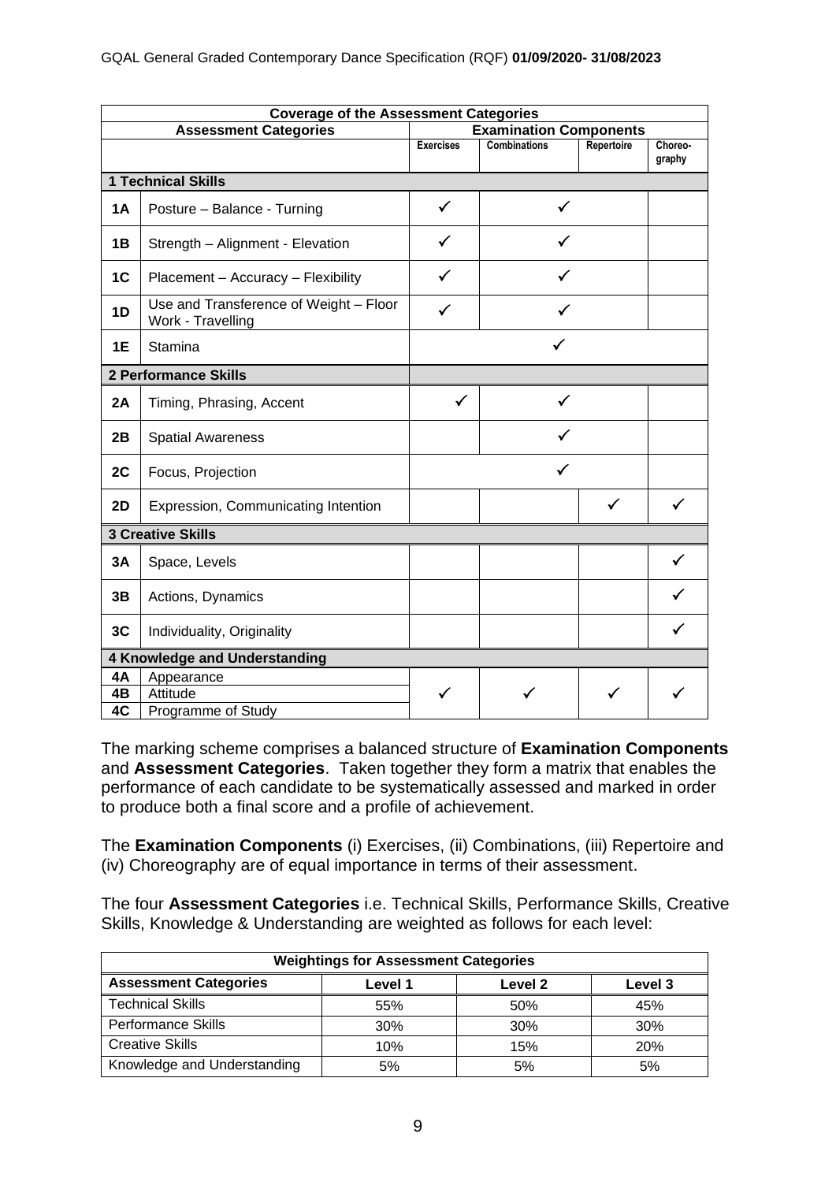| Coverage of the Assessment Categories | | | | | |
|---|---|---|---|---|---|
| **Assessment Categories** | | **Examination Components** | | | |
| | | **Exercises** | **Combinations** | **Repertoire** | **Choreo-graphy** |
| **1 Technical Skills** | | | | | |
| **1A** | Posture – Balance - Turning | ✓ | ✓ | | |
| **1B** | Strength – Alignment - Elevation | ✓ | ✓ | | |
| **1C** | Placement – Accuracy – Flexibility | ✓ | ✓ | | |
| **1D** | Use and Transference of Weight – Floor Work - Travelling | ✓ | ✓ | | |
| **1E** | Stamina | | ✓ | | |
| **2 Performance Skills** | | | | | |
| **2A** | Timing, Phrasing, Accent | ✓ | ✓ | | |
| **2B** | Spatial Awareness | | ✓ | | |
| **2C** | Focus, Projection | | ✓ | | |
| **2D** | Expression, Communicating Intention | | | ✓ | ✓ |
| **3 Creative Skills** | | | | | |
| **3A** | Space, Levels | | | | ✓ |
| **3B** | Actions, Dynamics | | | | ✓ |
| **3C** | Individuality, Originality | | | | ✓ |
| **4 Knowledge and Understanding** | | | | | |
| **4A** | Appearance | ✓ | ✓ | ✓ | ✓ |
| **4B** | Attitude | | | | |
| **4C** | Programme of Study | | | | |

The marking scheme comprises a balanced structure of **Examination Components** and **Assessment Categories**. Taken together they form a matrix that enables the performance of each candidate to be systematically assessed and marked in order to produce both a final score and a profile of achievement.

The **Examination Components** (i) Exercises, (ii) Combinations, (iii) Repertoire and (iv) Choreography are of equal importance in terms of their assessment.

The four **Assessment Categories** i.e. Technical Skills, Performance Skills, Creative Skills, Knowledge & Understanding are weighted as follows for each level:

| Weightings for Assessment Categories | | | |
|---|---|---|---|
| **Assessment Categories** | **Level 1** | **Level 2** | **Level 3** |
| Technical Skills | 55% | 50% | 45% |
| Performance Skills | 30% | 30% | 30% |
| Creative Skills | 10% | 15% | 20% |
| Knowledge and Understanding | 5% | 5% | 5% |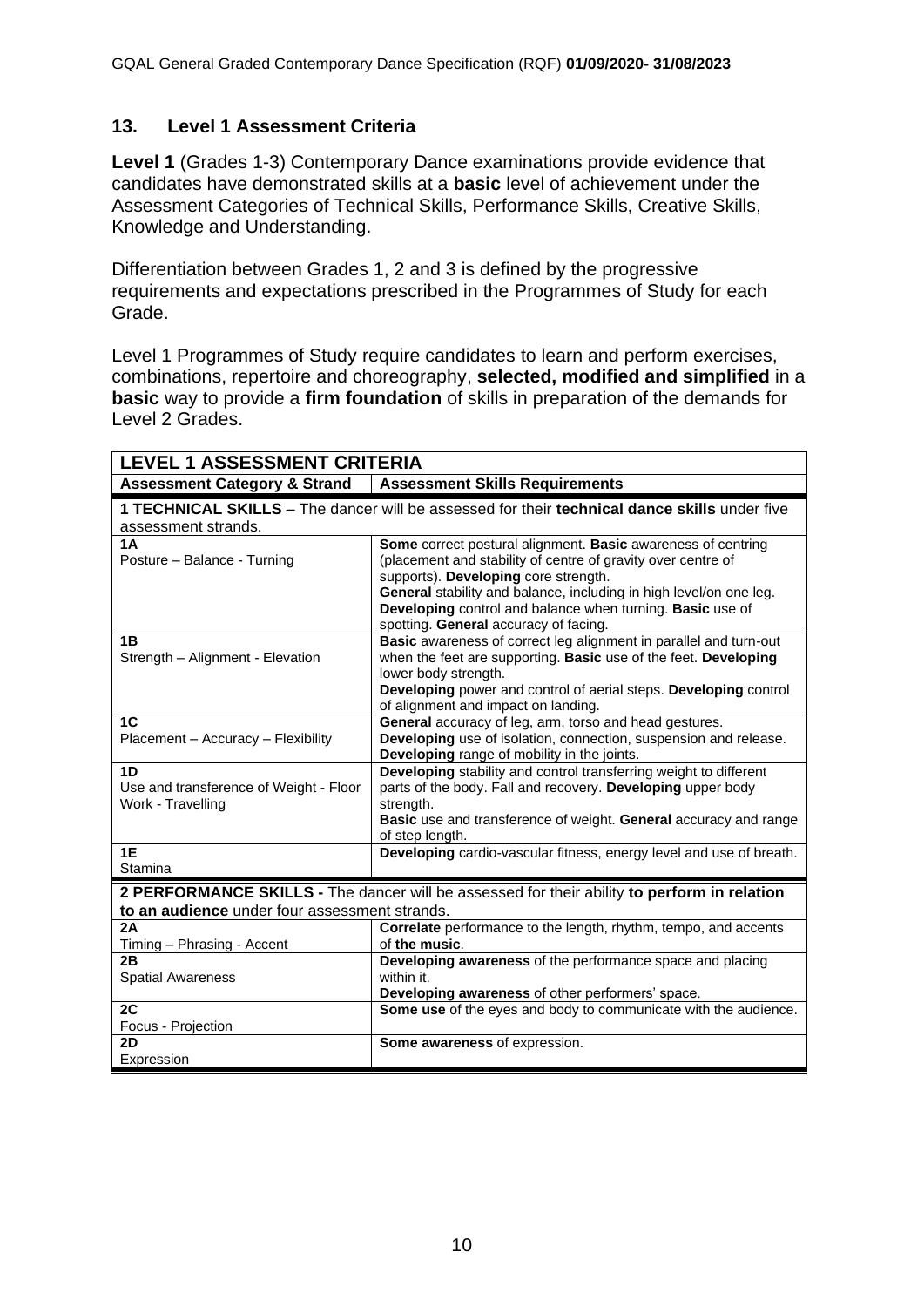## 13. Level 1 Assessment Criteria

**Level 1** (Grades 1-3) Contemporary Dance examinations provide evidence that candidates have demonstrated skills at a **basic** level of achievement under the Assessment Categories of Technical Skills, Performance Skills, Creative Skills, Knowledge and Understanding.

Differentiation between Grades 1, 2 and 3 is defined by the progressive requirements and expectations prescribed in the Programmes of Study for each Grade.

Level 1 Programmes of Study require candidates to learn and perform exercises, combinations, repertoire and choreography, **selected, modified and simplified** in a **basic** way to provide a **firm foundation** of skills in preparation of the demands for Level 2 Grades.

| **LEVEL 1 ASSESSMENT CRITERIA** | |
|---|---|
| **Assessment Category & Strand** | **Assessment Skills Requirements** |
| **1 TECHNICAL SKILLS** – The dancer will be assessed for their **technical dance skills** under five assessment strands. | |
| **1A** Posture – Balance - Turning | **Some** correct postural alignment. **Basic** awareness of centring (placement and stability of centre of gravity over centre of supports). **Developing** core strength. **General** stability and balance, including in high level/on one leg. **Developing** control and balance when turning. **Basic** use of spotting. **General** accuracy of facing. |
| **1B** Strength – Alignment - Elevation | **Basic** awareness of correct leg alignment in parallel and turn-out when the feet are supporting. **Basic** use of the feet. **Developing** lower body strength. **Developing** power and control of aerial steps. **Developing** control of alignment and impact on landing. |
| **1C** Placement – Accuracy – Flexibility | **General** accuracy of leg, arm, torso and head gestures. **Developing** use of isolation, connection, suspension and release. **Developing** range of mobility in the joints. |
| **1D** Use and transference of Weight - Floor Work - Travelling | **Developing** stability and control transferring weight to different parts of the body. Fall and recovery. **Developing** upper body strength. **Basic** use and transference of weight. **General** accuracy and range of step length. |
| **1E** Stamina | **Developing** cardio-vascular fitness, energy level and use of breath. |
| **2 PERFORMANCE SKILLS -** The dancer will be assessed for their ability **to perform in relation to an audience** under four assessment strands. | |
| **2A** Timing – Phrasing - Accent | **Correlate** performance to the length, rhythm, tempo, and accents of **the music**. |
| **2B** Spatial Awareness | **Developing awareness** of the performance space and placing within it. **Developing awareness** of other performers' space. |
| **2C** Focus - Projection | **Some use** of the eyes and body to communicate with the audience. |
| **2D** Expression | **Some awareness** of expression. |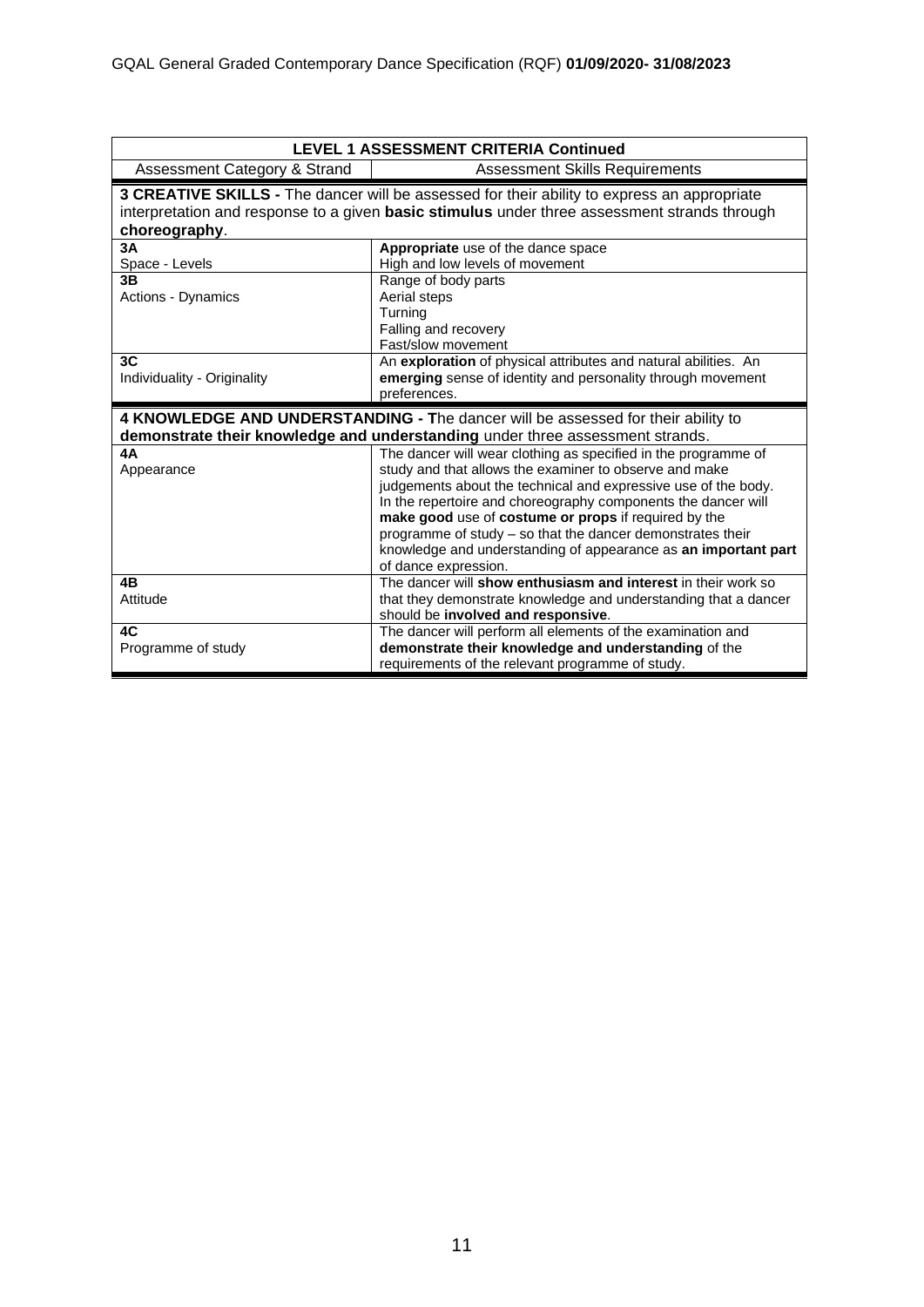| LEVEL 1 ASSESSMENT CRITERIA Continued | |
|---|---|
| Assessment Category & Strand | Assessment Skills Requirements |
| **3 CREATIVE SKILLS -** The dancer will be assessed for their ability to express an appropriate interpretation and response to a given **basic stimulus** under three assessment strands through **choreography**. | |
| **3A** Space - Levels | **Appropriate** use of the dance space<br>High and low levels of movement |
| **3B** Actions - Dynamics | Range of body parts<br>Aerial steps<br>Turning<br>Falling and recovery<br>Fast/slow movement |
| **3C** Individuality - Originality | An **exploration** of physical attributes and natural abilities. An **emerging** sense of identity and personality through movement preferences. |
| **4 KNOWLEDGE AND UNDERSTANDING - T**he dancer will be assessed for their ability to **demonstrate their knowledge and understanding** under three assessment strands. | |
| **4A** Appearance | The dancer will wear clothing as specified in the programme of study and that allows the examiner to observe and make judgements about the technical and expressive use of the body. In the repertoire and choreography components the dancer will **make good** use of **costume or props** if required by the programme of study – so that the dancer demonstrates their knowledge and understanding of appearance as **an important part** of dance expression. |
| **4B** Attitude | The dancer will **show enthusiasm and interest** in their work so that they demonstrate knowledge and understanding that a dancer should be **involved and responsive**. |
| **4C** Programme of study | The dancer will perform all elements of the examination and **demonstrate their knowledge and understanding** of the requirements of the relevant programme of study. |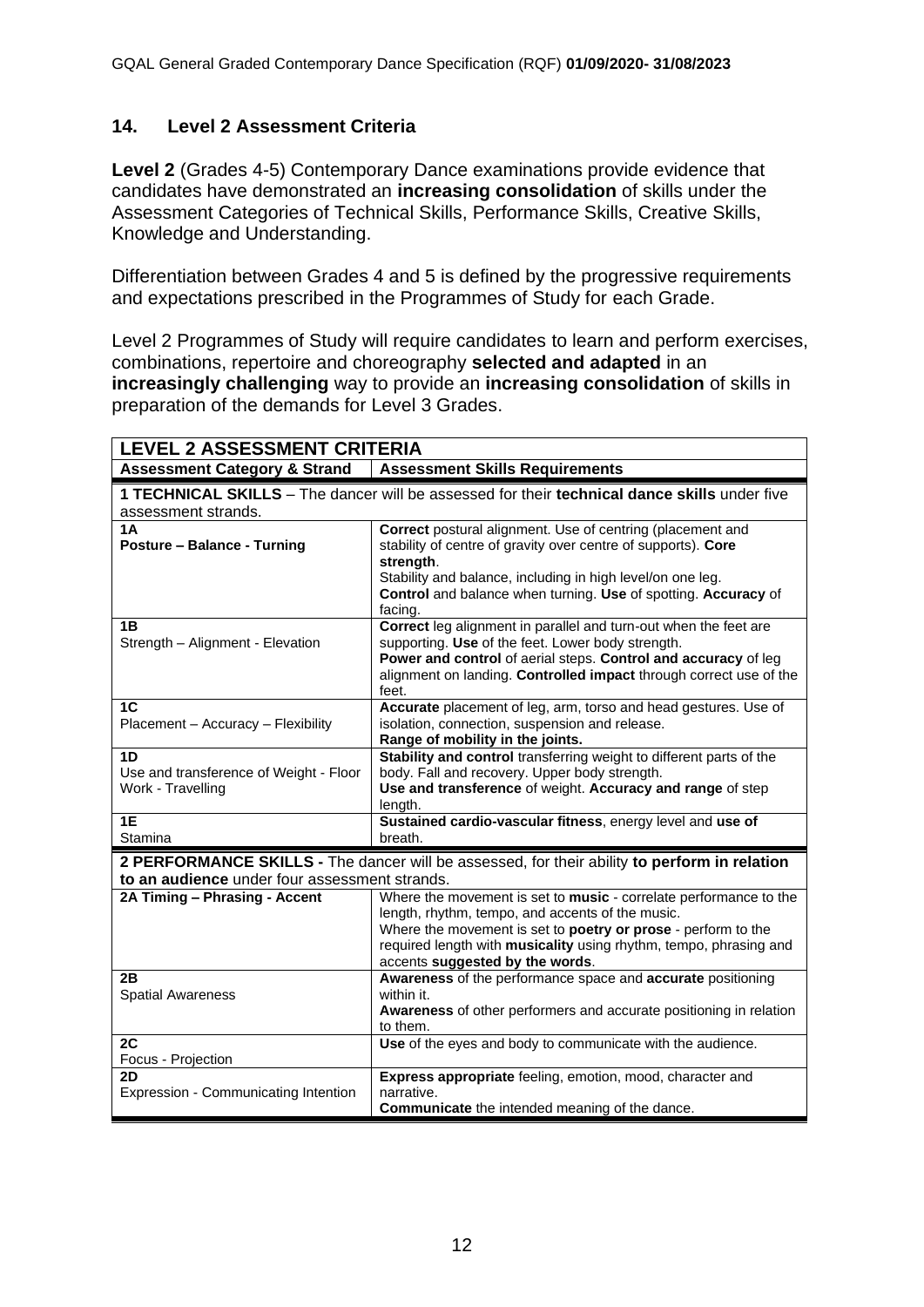## 14. Level 2 Assessment Criteria

**Level 2** (Grades 4-5) Contemporary Dance examinations provide evidence that candidates have demonstrated an **increasing consolidation** of skills under the Assessment Categories of Technical Skills, Performance Skills, Creative Skills, Knowledge and Understanding.

Differentiation between Grades 4 and 5 is defined by the progressive requirements and expectations prescribed in the Programmes of Study for each Grade.

Level 2 Programmes of Study will require candidates to learn and perform exercises, combinations, repertoire and choreography **selected and adapted** in an **increasingly challenging** way to provide an **increasing consolidation** of skills in preparation of the demands for Level 3 Grades.

| **LEVEL 2 ASSESSMENT CRITERIA** | |
|---|---|
| **Assessment Category & Strand** | **Assessment Skills Requirements** |
| **1 TECHNICAL SKILLS** – The dancer will be assessed for their **technical dance skills** under five assessment strands. | |
| **1A**<br>**Posture – Balance - Turning** | **Correct** postural alignment. Use of centring (placement and stability of centre of gravity over centre of supports). **Core strength**.<br>Stability and balance, including in high level/on one leg.<br>**Control** and balance when turning. **Use** of spotting. **Accuracy** of facing. |
| **1B**<br>Strength – Alignment - Elevation | **Correct** leg alignment in parallel and turn-out when the feet are supporting. **Use** of the feet. Lower body strength.<br>**Power and control** of aerial steps. **Control and accuracy** of leg alignment on landing. **Controlled impact** through correct use of the feet. |
| **1C**<br>Placement – Accuracy – Flexibility | **Accurate** placement of leg, arm, torso and head gestures. Use of isolation, connection, suspension and release.<br>**Range of mobility in the joints.** |
| **1D**<br>Use and transference of Weight - Floor Work - Travelling | **Stability and control** transferring weight to different parts of the body. Fall and recovery. Upper body strength.<br>**Use and transference** of weight. **Accuracy and range** of step length. |
| **1E**<br>Stamina | **Sustained cardio-vascular fitness**, energy level and **use of** breath. |
| **2 PERFORMANCE SKILLS -** The dancer will be assessed, for their ability **to perform in relation to an audience** under four assessment strands. | |
| **2A Timing – Phrasing - Accent** | Where the movement is set to **music** - correlate performance to the length, rhythm, tempo, and accents of the music.<br>Where the movement is set to **poetry or prose** - perform to the required length with **musicality** using rhythm, tempo, phrasing and accents **suggested by the words**. |
| **2B**<br>Spatial Awareness | **Awareness** of the performance space and **accurate** positioning within it.<br>**Awareness** of other performers and accurate positioning in relation to them. |
| **2C**<br>Focus - Projection | **Use** of the eyes and body to communicate with the audience. |
| **2D**<br>Expression - Communicating Intention | **Express appropriate** feeling, emotion, mood, character and narrative.<br>**Communicate** the intended meaning of the dance. |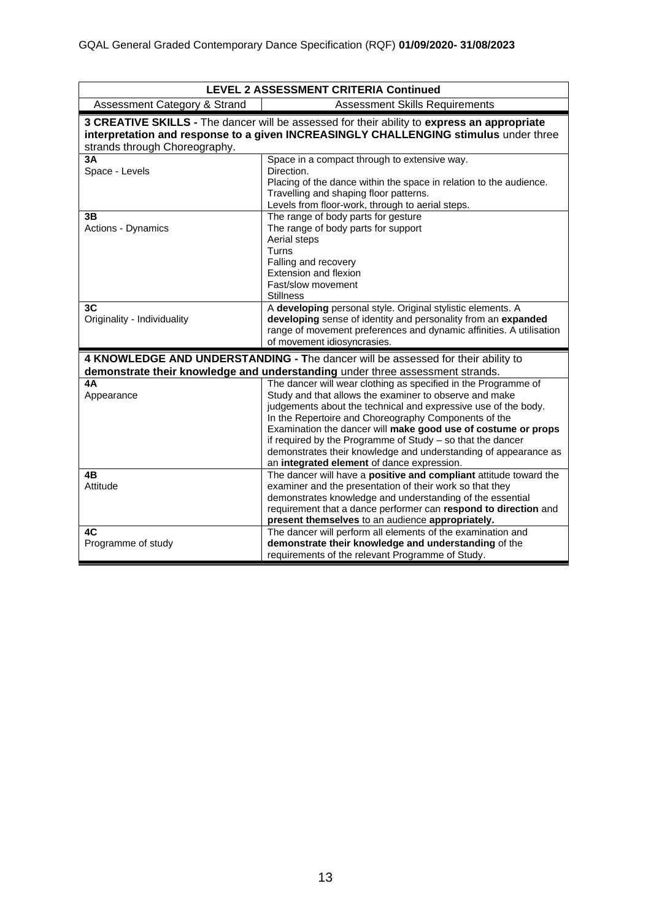| LEVEL 2 ASSESSMENT CRITERIA Continued | |
|---|---|
| Assessment Category & Strand | Assessment Skills Requirements |
| **3 CREATIVE SKILLS -** The dancer will be assessed for their ability to **express an appropriate interpretation and response to a given INCREASINGLY CHALLENGING stimulus** under three strands through Choreography. | |
| **3A**<br>Space - Levels | Space in a compact through to extensive way.<br>Direction.<br>Placing of the dance within the space in relation to the audience.<br>Travelling and shaping floor patterns.<br>Levels from floor-work, through to aerial steps. |
| **3B**<br>Actions - Dynamics | The range of body parts for gesture<br>The range of body parts for support<br>Aerial steps<br>Turns<br>Falling and recovery<br>Extension and flexion<br>Fast/slow movement<br>Stillness |
| **3C**<br>Originality - Individuality | A **developing** personal style. Original stylistic elements. A **developing** sense of identity and personality from an **expanded** range of movement preferences and dynamic affinities. A utilisation of movement idiosyncrasies. |
| **4 KNOWLEDGE AND UNDERSTANDING - T**he dancer will be assessed for their ability to **demonstrate their knowledge and understanding** under three assessment strands. | |
| **4A**<br>Appearance | The dancer will wear clothing as specified in the Programme of Study and that allows the examiner to observe and make judgements about the technical and expressive use of the body. In the Repertoire and Choreography Components of the Examination the dancer will **make good use of costume or props** if required by the Programme of Study – so that the dancer demonstrates their knowledge and understanding of appearance as an **integrated element** of dance expression. |
| **4B**<br>Attitude | The dancer will have a **positive and compliant** attitude toward the examiner and the presentation of their work so that they demonstrates knowledge and understanding of the essential requirement that a dance performer can **respond to direction** and **present themselves** to an audience **appropriately.** |
| **4C**<br>Programme of study | The dancer will perform all elements of the examination and **demonstrate their knowledge and understanding** of the requirements of the relevant Programme of Study. |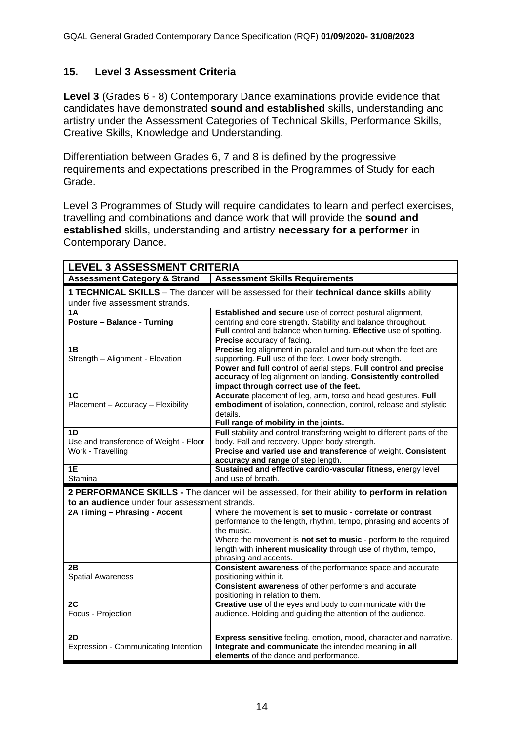## 15. Level 3 Assessment Criteria

**Level 3** (Grades 6 - 8) Contemporary Dance examinations provide evidence that candidates have demonstrated **sound and established** skills, understanding and artistry under the Assessment Categories of Technical Skills, Performance Skills, Creative Skills, Knowledge and Understanding.

Differentiation between Grades 6, 7 and 8 is defined by the progressive requirements and expectations prescribed in the Programmes of Study for each Grade.

Level 3 Programmes of Study will require candidates to learn and perfect exercises, travelling and combinations and dance work that will provide the **sound and established** skills, understanding and artistry **necessary for a performer** in Contemporary Dance.

| **LEVEL 3 ASSESSMENT CRITERIA** | |
|---|---|
| **Assessment Category & Strand** | **Assessment Skills Requirements** |
| **1 TECHNICAL SKILLS** – The dancer will be assessed for their **technical dance skills** ability under five assessment strands. | |
| **1A**<br>**Posture – Balance - Turning** | **Established and secure** use of correct postural alignment, centring and core strength. Stability and balance throughout. **Full** control and balance when turning. **Effective** use of spotting. **Precise** accuracy of facing. |
| **1B**<br>Strength – Alignment - Elevation | **Precise** leg alignment in parallel and turn-out when the feet are supporting. **Full** use of the feet. Lower body strength. **Power and full control** of aerial steps. **Full control and precise accuracy** of leg alignment on landing. **Consistently controlled impact through correct use of the feet.** |
| **1C**<br>Placement – Accuracy – Flexibility | **Accurate** placement of leg, arm, torso and head gestures. **Full embodiment** of isolation, connection, control, release and stylistic details. **Full range of mobility in the joints.** |
| **1D**<br>Use and transference of Weight - Floor Work - Travelling | **Full** stability and control transferring weight to different parts of the body. Fall and recovery. Upper body strength. **Precise and varied use and transference** of weight. **Consistent accuracy and range** of step length. |
| **1E**<br>Stamina | **Sustained and effective cardio-vascular fitness,** energy level and use of breath. |
| **2 PERFORMANCE SKILLS -** The dancer will be assessed, for their ability **to perform in relation to an audience** under four assessment strands. | |
| **2A Timing – Phrasing - Accent** | Where the movement is **set to music** - **correlate or contrast** performance to the length, rhythm, tempo, phrasing and accents of the music.<br>Where the movement is **not set to music** - perform to the required length with **inherent musicality** through use of rhythm, tempo, phrasing and accents. |
| **2B**<br>Spatial Awareness | **Consistent awareness** of the performance space and accurate positioning within it.<br>**Consistent awareness** of other performers and accurate positioning in relation to them. |
| **2C**<br>Focus - Projection | **Creative use** of the eyes and body to communicate with the audience. Holding and guiding the attention of the audience. |
| **2D**<br>Expression - Communicating Intention | **Express sensitive** feeling, emotion, mood, character and narrative. **Integrate and communicate** the intended meaning **in all elements** of the dance and performance. |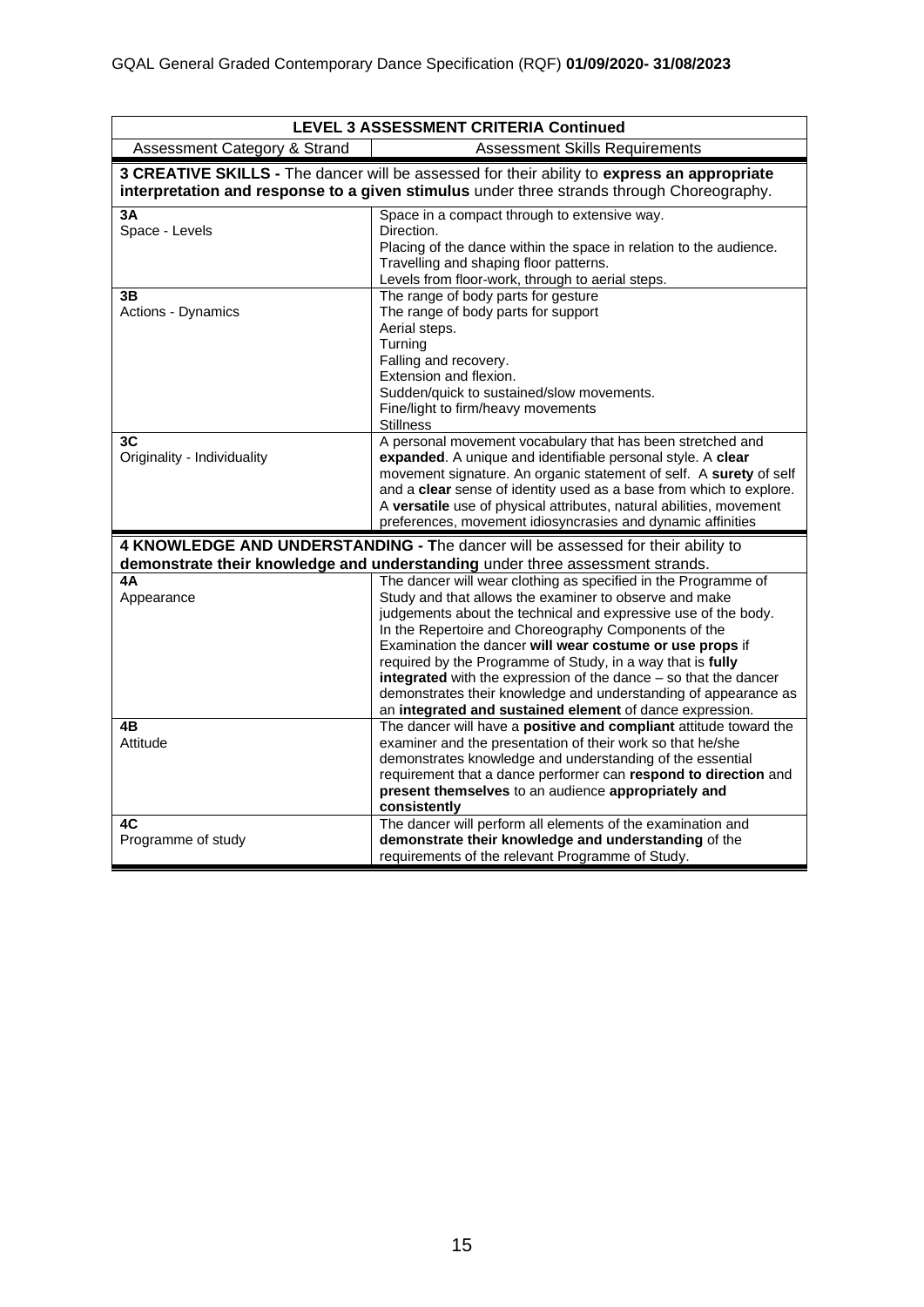| LEVEL 3 ASSESSMENT CRITERIA Continued | |
|---|---|
| Assessment Category & Strand | Assessment Skills Requirements |
| **3 CREATIVE SKILLS -** The dancer will be assessed for their ability to **express an appropriate interpretation and response to a given stimulus** under three strands through Choreography. | |
| **3A**<br>Space - Levels | Space in a compact through to extensive way.<br>Direction.<br>Placing of the dance within the space in relation to the audience.<br>Travelling and shaping floor patterns.<br>Levels from floor-work, through to aerial steps. |
| **3B**<br>Actions - Dynamics | The range of body parts for gesture<br>The range of body parts for support<br>Aerial steps.<br>Turning<br>Falling and recovery.<br>Extension and flexion.<br>Sudden/quick to sustained/slow movements.<br>Fine/light to firm/heavy movements<br>Stillness |
| **3C**<br>Originality - Individuality | A personal movement vocabulary that has been stretched and **expanded**. A unique and identifiable personal style. A **clear** movement signature. An organic statement of self. A **surety** of self and a **clear** sense of identity used as a base from which to explore. A **versatile** use of physical attributes, natural abilities, movement preferences, movement idiosyncrasies and dynamic affinities |
| **4 KNOWLEDGE AND UNDERSTANDING - T**he dancer will be assessed for their ability to **demonstrate their knowledge and understanding** under three assessment strands. | |
| **4A**<br>Appearance | The dancer will wear clothing as specified in the Programme of Study and that allows the examiner to observe and make judgements about the technical and expressive use of the body. In the Repertoire and Choreography Components of the Examination the dancer **will wear costume or use props** if required by the Programme of Study, in a way that is **fully integrated** with the expression of the dance – so that the dancer demonstrates their knowledge and understanding of appearance as an **integrated and sustained element** of dance expression. |
| **4B**<br>Attitude | The dancer will have a **positive and compliant** attitude toward the examiner and the presentation of their work so that he/she demonstrates knowledge and understanding of the essential requirement that a dance performer can **respond to direction** and **present themselves** to an audience **appropriately and consistently** |
| **4C**<br>Programme of study | The dancer will perform all elements of the examination and **demonstrate their knowledge and understanding** of the requirements of the relevant Programme of Study. |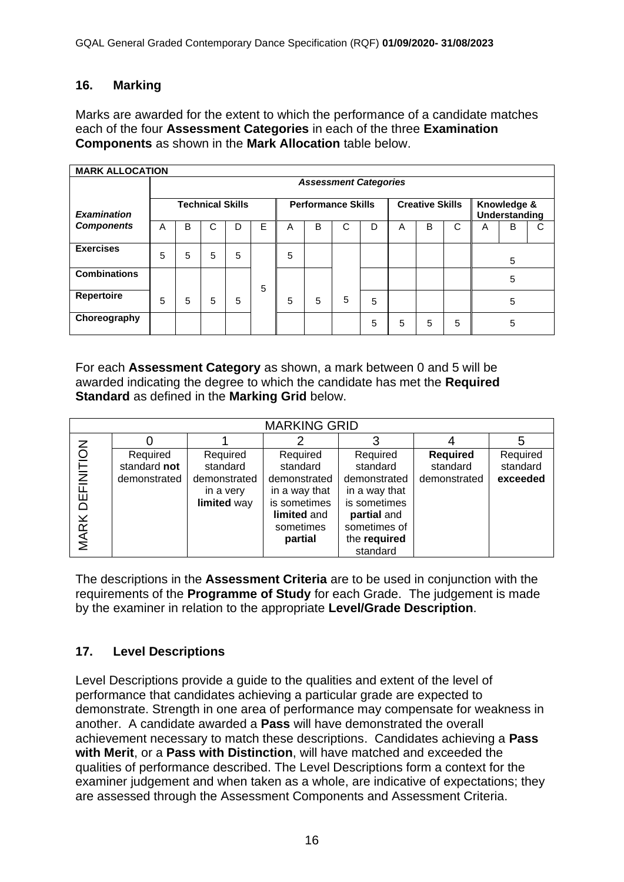## 16. Marking

Marks are awarded for the extent to which the performance of a candidate matches each of the four **Assessment Categories** in each of the three **Examination Components** as shown in the **Mark Allocation** table below.

| **MARK ALLOCATION** | | | | | | | | | | | | | | | |
|---|---|---|---|---|---|---|---|---|---|---|---|---|---|---|---|
| | ***Assessment Categories*** | | | | | | | | | | | | | | |
| ***Examination Components*** | **Technical Skills** | | | | | **Performance Skills** | | | | **Creative Skills** | | | **Knowledge & Understanding** | | |
| | A | B | C | D | E | A | B | C | D | A | B | C | A | B | C |
| **Exercises** | 5 | 5 | 5 | 5 | | 5 | | | | | | | | 5 | |
| **Combinations** | | | | | 5 | | | | | | | | | 5 | |
| **Repertoire** | 5 | 5 | 5 | 5 | | 5 | 5 | 5 | 5 | | | | | 5 | |
| **Choreography** | | | | | | | | | 5 | 5 | 5 | 5 | | 5 | |

For each **Assessment Category** as shown, a mark between 0 and 5 will be awarded indicating the degree to which the candidate has met the **Required Standard** as defined in the **Marking Grid** below.

| MARKING GRID | | | | | | |
|---|---|---|---|---|---|---|
| | 0 | 1 | 2 | 3 | 4 | 5 |
| MARK DEFINITION | Required standard **not** demonstrated | Required standard demonstrated in a very **limited** way | Required standard demonstrated in a way that is sometimes **limited** and sometimes **partial** | Required standard demonstrated in a way that is sometimes **partial** and sometimes of the **required** standard | **Required** standard demonstrated | Required standard **exceeded** |

The descriptions in the **Assessment Criteria** are to be used in conjunction with the requirements of the **Programme of Study** for each Grade. The judgement is made by the examiner in relation to the appropriate **Level/Grade Description**.

## 17. Level Descriptions

Level Descriptions provide a guide to the qualities and extent of the level of performance that candidates achieving a particular grade are expected to demonstrate. Strength in one area of performance may compensate for weakness in another. A candidate awarded a **Pass** will have demonstrated the overall achievement necessary to match these descriptions. Candidates achieving a **Pass with Merit**, or a **Pass with Distinction**, will have matched and exceeded the qualities of performance described. The Level Descriptions form a context for the examiner judgement and when taken as a whole, are indicative of expectations; they are assessed through the Assessment Components and Assessment Criteria.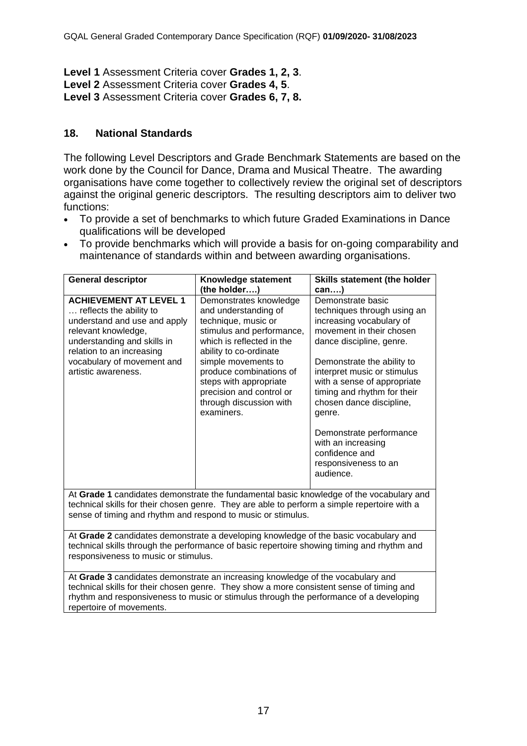**Level 1** Assessment Criteria cover **Grades 1, 2, 3**.
**Level 2** Assessment Criteria cover **Grades 4, 5**.
**Level 3** Assessment Criteria cover **Grades 6, 7, 8.**

## 18. National Standards

The following Level Descriptors and Grade Benchmark Statements are based on the work done by the Council for Dance, Drama and Musical Theatre. The awarding organisations have come together to collectively review the original set of descriptors against the original generic descriptors. The resulting descriptors aim to deliver two functions:

- To provide a set of benchmarks to which future Graded Examinations in Dance qualifications will be developed
- To provide benchmarks which will provide a basis for on-going comparability and maintenance of standards within and between awarding organisations.

| General descriptor | Knowledge statement (the holder….) | Skills statement (the holder can….) |
|---|---|---|
| **ACHIEVEMENT AT LEVEL 1** … reflects the ability to understand and use and apply relevant knowledge, understanding and skills in relation to an increasing vocabulary of movement and artistic awareness. | Demonstrates knowledge and understanding of technique, music or stimulus and performance, which is reflected in the ability to co-ordinate simple movements to produce combinations of steps with appropriate precision and control or through discussion with examiners. | Demonstrate basic techniques through using an increasing vocabulary of movement in their chosen dance discipline, genre.<br><br>Demonstrate the ability to interpret music or stimulus with a sense of appropriate timing and rhythm for their chosen dance discipline, genre.<br><br>Demonstrate performance with an increasing confidence and responsiveness to an audience. |
| At **Grade 1** candidates demonstrate the fundamental basic knowledge of the vocabulary and technical skills for their chosen genre. They are able to perform a simple repertoire with a sense of timing and rhythm and respond to music or stimulus. | | |
| At **Grade 2** candidates demonstrate a developing knowledge of the basic vocabulary and technical skills through the performance of basic repertoire showing timing and rhythm and responsiveness to music or stimulus. | | |
| At **Grade 3** candidates demonstrate an increasing knowledge of the vocabulary and technical skills for their chosen genre. They show a more consistent sense of timing and rhythm and responsiveness to music or stimulus through the performance of a developing repertoire of movements. | | |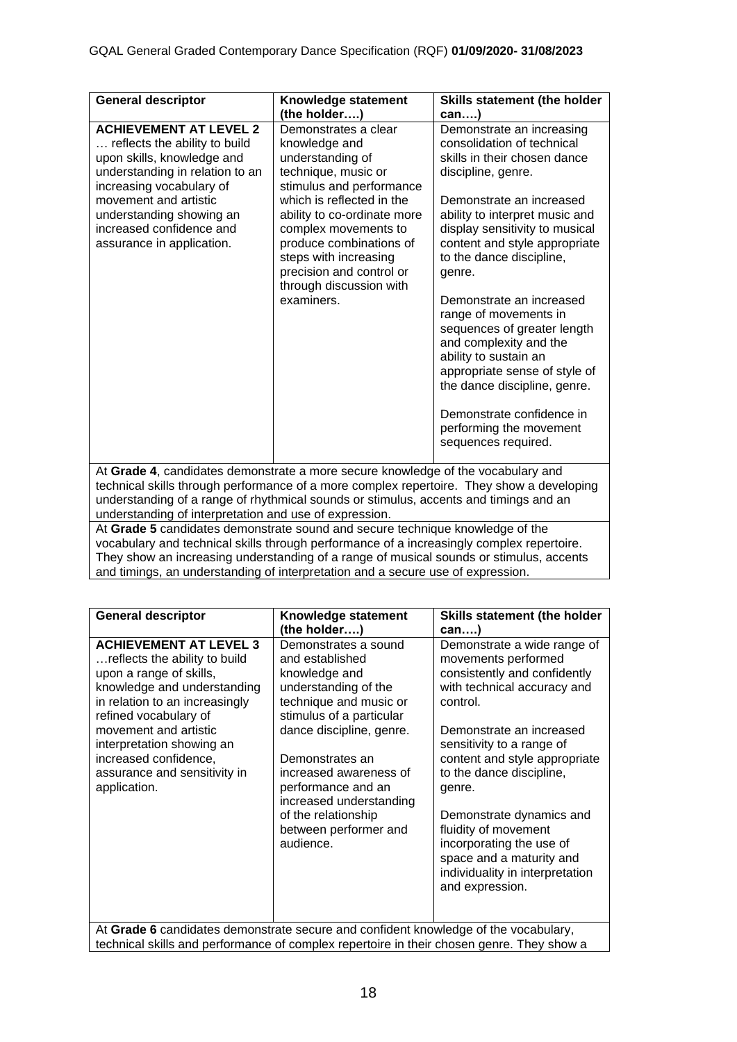| General descriptor | Knowledge statement (the holder….) | Skills statement (the holder can….) |
|---|---|---|
| **ACHIEVEMENT AT LEVEL 2** … reflects the ability to build upon skills, knowledge and understanding in relation to an increasing vocabulary of movement and artistic understanding showing an increased confidence and assurance in application. | Demonstrates a clear knowledge and understanding of technique, music or stimulus and performance which is reflected in the ability to co-ordinate more complex movements to produce combinations of steps with increasing precision and control or through discussion with examiners. | Demonstrate an increasing consolidation of technical skills in their chosen dance discipline, genre.<br><br>Demonstrate an increased ability to interpret music and display sensitivity to musical content and style appropriate to the dance discipline, genre.<br><br>Demonstrate an increased range of movements in sequences of greater length and complexity and the ability to sustain an appropriate sense of style of the dance discipline, genre.<br><br>Demonstrate confidence in performing the movement sequences required. |
| At **Grade 4**, candidates demonstrate a more secure knowledge of the vocabulary and technical skills through performance of a more complex repertoire. They show a developing understanding of a range of rhythmical sounds or stimulus, accents and timings and an understanding of interpretation and use of expression. | | |
| At **Grade 5** candidates demonstrate sound and secure technique knowledge of the vocabulary and technical skills through performance of a increasingly complex repertoire. They show an increasing understanding of a range of musical sounds or stimulus, accents and timings, an understanding of interpretation and a secure use of expression. | | |

| General descriptor | Knowledge statement (the holder….) | Skills statement (the holder can….) |
|---|---|---|
| **ACHIEVEMENT AT LEVEL 3** …reflects the ability to build upon a range of skills, knowledge and understanding in relation to an increasingly refined vocabulary of movement and artistic interpretation showing an increased confidence, assurance and sensitivity in application. | Demonstrates a sound and established knowledge and understanding of the technique and music or stimulus of a particular dance discipline, genre.<br><br>Demonstrates an increased awareness of performance and an increased understanding of the relationship between performer and audience. | Demonstrate a wide range of movements performed consistently and confidently with technical accuracy and control.<br><br>Demonstrate an increased sensitivity to a range of content and style appropriate to the dance discipline, genre.<br><br>Demonstrate dynamics and fluidity of movement incorporating the use of space and a maturity and individuality in interpretation and expression. |
| At **Grade 6** candidates demonstrate secure and confident knowledge of the vocabulary, technical skills and performance of complex repertoire in their chosen genre. They show a | | |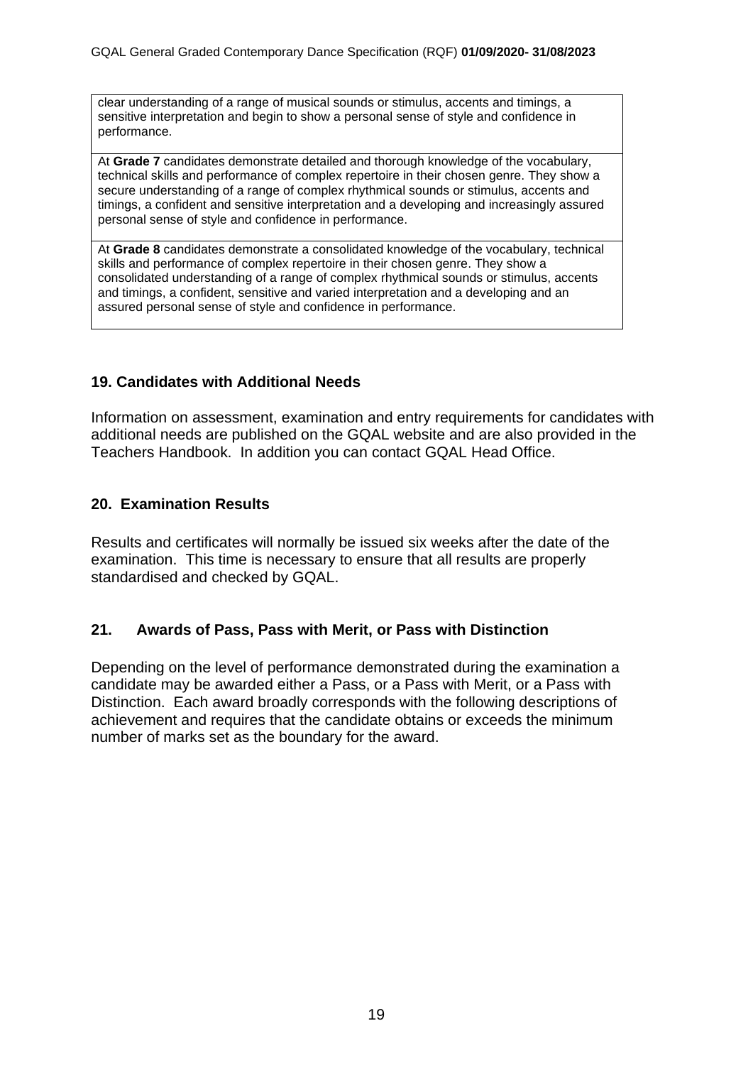| |
|---|
| clear understanding of a range of musical sounds or stimulus, accents and timings, a sensitive interpretation and begin to show a personal sense of style and confidence in performance. |
| At **Grade 7** candidates demonstrate detailed and thorough knowledge of the vocabulary, technical skills and performance of complex repertoire in their chosen genre. They show a secure understanding of a range of complex rhythmical sounds or stimulus, accents and timings, a confident and sensitive interpretation and a developing and increasingly assured personal sense of style and confidence in performance. |
| At **Grade 8** candidates demonstrate a consolidated knowledge of the vocabulary, technical skills and performance of complex repertoire in their chosen genre. They show a consolidated understanding of a range of complex rhythmical sounds or stimulus, accents and timings, a confident, sensitive and varied interpretation and a developing and an assured personal sense of style and confidence in performance. |

## 19. Candidates with Additional Needs

Information on assessment, examination and entry requirements for candidates with additional needs are published on the GQAL website and are also provided in the Teachers Handbook. In addition you can contact GQAL Head Office.

## 20. Examination Results

Results and certificates will normally be issued six weeks after the date of the examination. This time is necessary to ensure that all results are properly standardised and checked by GQAL.

## 21. Awards of Pass, Pass with Merit, or Pass with Distinction

Depending on the level of performance demonstrated during the examination a candidate may be awarded either a Pass, or a Pass with Merit, or a Pass with Distinction. Each award broadly corresponds with the following descriptions of achievement and requires that the candidate obtains or exceeds the minimum number of marks set as the boundary for the award.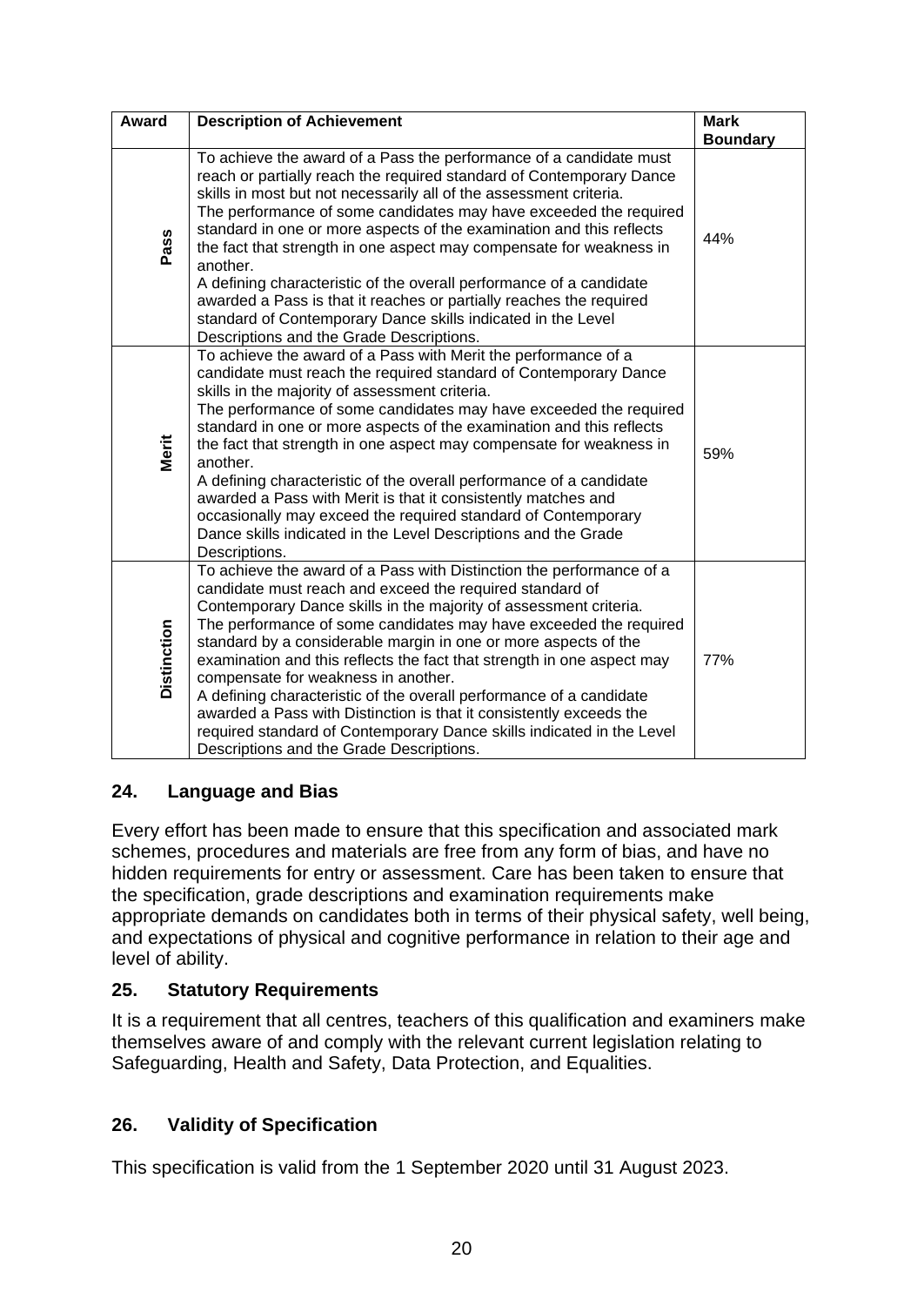| Award | Description of Achievement | Mark Boundary |
|---|---|---|
| Pass | To achieve the award of a Pass the performance of a candidate must reach or partially reach the required standard of Contemporary Dance skills in most but not necessarily all of the assessment criteria. The performance of some candidates may have exceeded the required standard in one or more aspects of the examination and this reflects the fact that strength in one aspect may compensate for weakness in another. A defining characteristic of the overall performance of a candidate awarded a Pass is that it reaches or partially reaches the required standard of Contemporary Dance skills indicated in the Level Descriptions and the Grade Descriptions. | 44% |
| Merit | To achieve the award of a Pass with Merit the performance of a candidate must reach the required standard of Contemporary Dance skills in the majority of assessment criteria. The performance of some candidates may have exceeded the required standard in one or more aspects of the examination and this reflects the fact that strength in one aspect may compensate for weakness in another. A defining characteristic of the overall performance of a candidate awarded a Pass with Merit is that it consistently matches and occasionally may exceed the required standard of Contemporary Dance skills indicated in the Level Descriptions and the Grade Descriptions. | 59% |
| Distinction | To achieve the award of a Pass with Distinction the performance of a candidate must reach and exceed the required standard of Contemporary Dance skills in the majority of assessment criteria. The performance of some candidates may have exceeded the required standard by a considerable margin in one or more aspects of the examination and this reflects the fact that strength in one aspect may compensate for weakness in another. A defining characteristic of the overall performance of a candidate awarded a Pass with Distinction is that it consistently exceeds the required standard of Contemporary Dance skills indicated in the Level Descriptions and the Grade Descriptions. | 77% |

## 24. Language and Bias

Every effort has been made to ensure that this specification and associated mark schemes, procedures and materials are free from any form of bias, and have no hidden requirements for entry or assessment. Care has been taken to ensure that the specification, grade descriptions and examination requirements make appropriate demands on candidates both in terms of their physical safety, well being, and expectations of physical and cognitive performance in relation to their age and level of ability.

## 25. Statutory Requirements

It is a requirement that all centres, teachers of this qualification and examiners make themselves aware of and comply with the relevant current legislation relating to Safeguarding, Health and Safety, Data Protection, and Equalities.

## 26. Validity of Specification

This specification is valid from the 1 September 2020 until 31 August 2023.